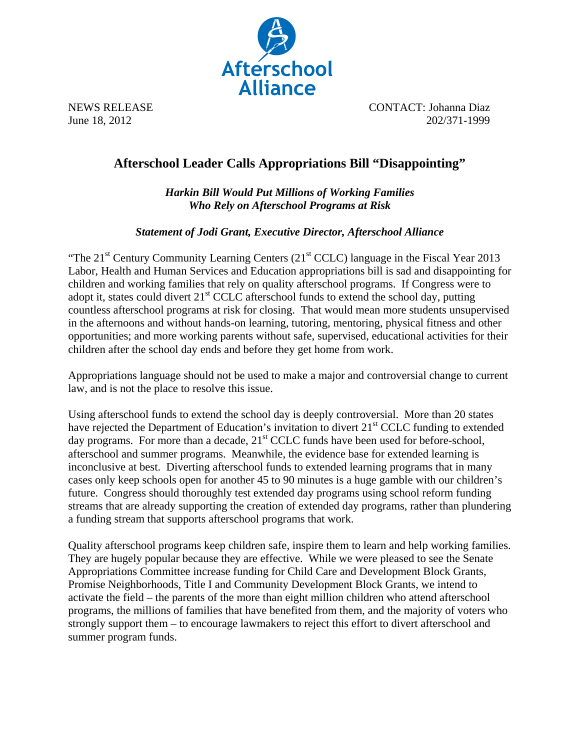Afterschool Alliance

NEWS RELEASE
June 18, 2012

CONTACT: Johanna Diaz
202/371-1999

# Afterschool Leader Calls Appropriations Bill "Disappointing"

***Harkin Bill Would Put Millions of Working Families Who Rely on Afterschool Programs at Risk***

***Statement of Jodi Grant, Executive Director, Afterschool Alliance***

"The 21st Century Community Learning Centers (21st CCLC) language in the Fiscal Year 2013 Labor, Health and Human Services and Education appropriations bill is sad and disappointing for children and working families that rely on quality afterschool programs. If Congress were to adopt it, states could divert 21st CCLC afterschool funds to extend the school day, putting countless afterschool programs at risk for closing. That would mean more students unsupervised in the afternoons and without hands-on learning, tutoring, mentoring, physical fitness and other opportunities; and more working parents without safe, supervised, educational activities for their children after the school day ends and before they get home from work.

Appropriations language should not be used to make a major and controversial change to current law, and is not the place to resolve this issue.

Using afterschool funds to extend the school day is deeply controversial. More than 20 states have rejected the Department of Education's invitation to divert 21st CCLC funding to extended day programs. For more than a decade, 21st CCLC funds have been used for before-school, afterschool and summer programs. Meanwhile, the evidence base for extended learning is inconclusive at best. Diverting afterschool funds to extended learning programs that in many cases only keep schools open for another 45 to 90 minutes is a huge gamble with our children's future. Congress should thoroughly test extended day programs using school reform funding streams that are already supporting the creation of extended day programs, rather than plundering a funding stream that supports afterschool programs that work.

Quality afterschool programs keep children safe, inspire them to learn and help working families. They are hugely popular because they are effective. While we were pleased to see the Senate Appropriations Committee increase funding for Child Care and Development Block Grants, Promise Neighborhoods, Title I and Community Development Block Grants, we intend to activate the field – the parents of the more than eight million children who attend afterschool programs, the millions of families that have benefited from them, and the majority of voters who strongly support them – to encourage lawmakers to reject this effort to divert afterschool and summer program funds.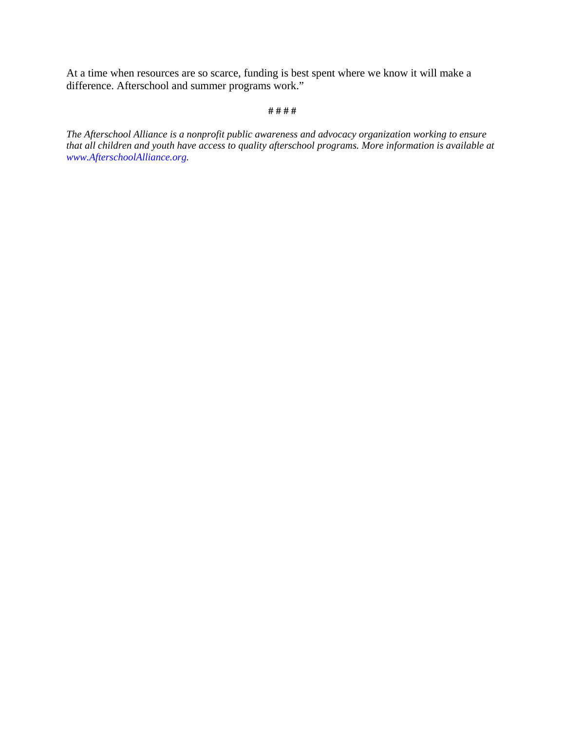At a time when resources are so scarce, funding is best spent where we know it will make a difference. Afterschool and summer programs work."

# # # #

*The Afterschool Alliance is a nonprofit public awareness and advocacy organization working to ensure that all children and youth have access to quality afterschool programs. More information is available at www.AfterschoolAlliance.org.*